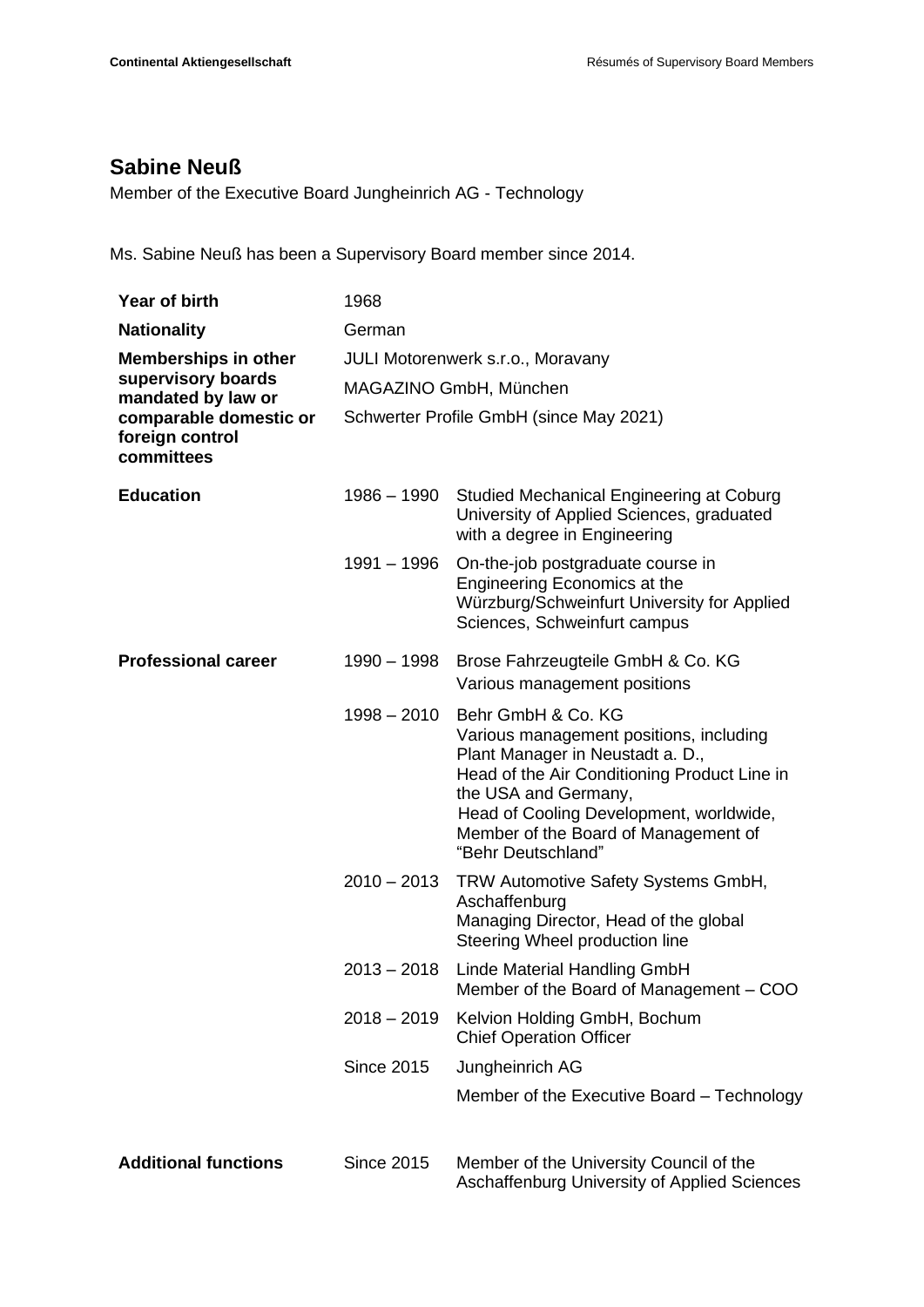# Sabine Neuß

Member of the Executive Board Jungheinrich AG - Technology

Ms. Sabine Neuß has been a Supervisory Board member since 2014.

| | | |
|---|---|---|
| **Year of birth** | 1968 | |
| **Nationality** | German | |
| **Memberships in other supervisory boards mandated by law or comparable domestic or foreign control committees** | JULI Motorenwerk s.r.o., Moravany<br>MAGAZINO GmbH, München<br>Schwerter Profile GmbH (since May 2021) | |
| **Education** | 1986 – 1990 | Studied Mechanical Engineering at Coburg University of Applied Sciences, graduated with a degree in Engineering |
| | 1991 – 1996 | On-the-job postgraduate course in Engineering Economics at the Würzburg/Schweinfurt University for Applied Sciences, Schweinfurt campus |
| **Professional career** | 1990 – 1998 | Brose Fahrzeugteile GmbH & Co. KG<br>Various management positions |
| | 1998 – 2010 | Behr GmbH & Co. KG<br>Various management positions, including Plant Manager in Neustadt a. D., Head of the Air Conditioning Product Line in the USA and Germany, Head of Cooling Development, worldwide, Member of the Board of Management of "Behr Deutschland" |
| | 2010 – 2013 | TRW Automotive Safety Systems GmbH, Aschaffenburg<br>Managing Director, Head of the global Steering Wheel production line |
| | 2013 – 2018 | Linde Material Handling GmbH<br>Member of the Board of Management – COO |
| | 2018 – 2019 | Kelvion Holding GmbH, Bochum<br>Chief Operation Officer |
| | Since 2015 | Jungheinrich AG<br>Member of the Executive Board – Technology |
| **Additional functions** | Since 2015 | Member of the University Council of the Aschaffenburg University of Applied Sciences |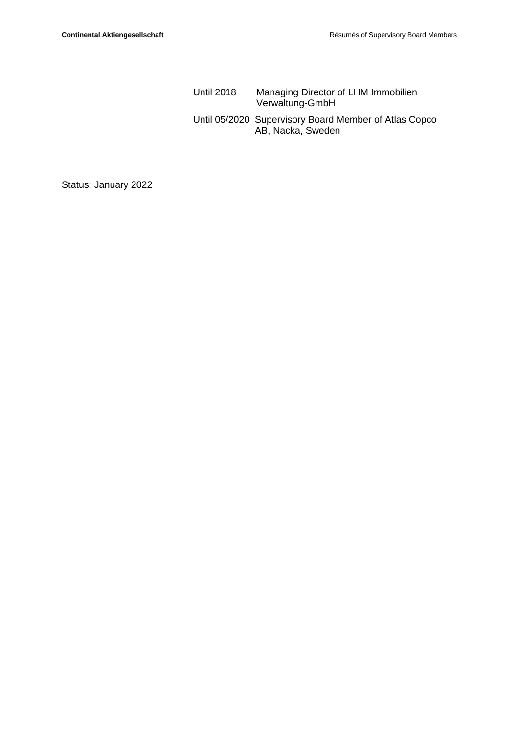| | |
| --- | --- |
| Until 2018 | Managing Director of LHM Immobilien Verwaltung-GmbH |
| Until 05/2020 | Supervisory Board Member of Atlas Copco AB, Nacka, Sweden |

Status: January 2022